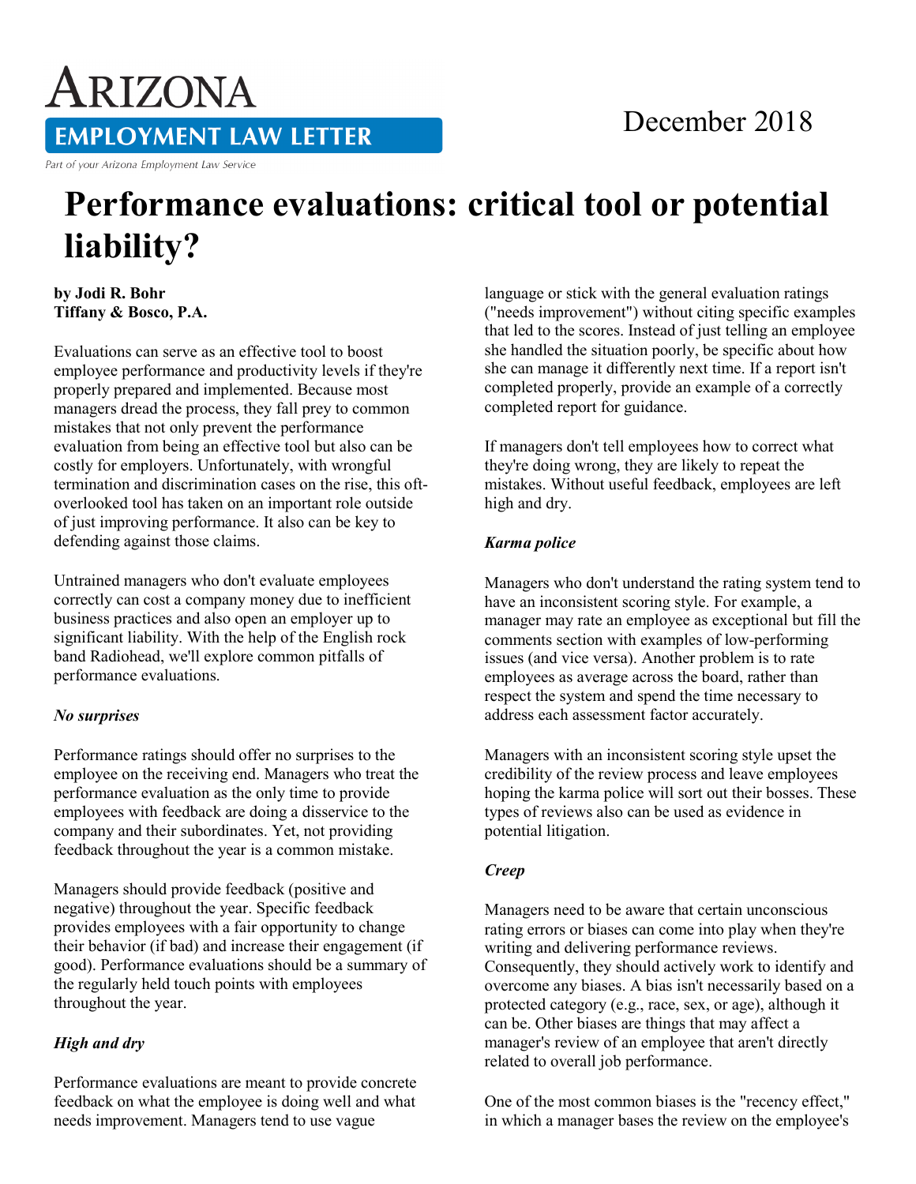# Arizona Employment Law Letter

Part of your Arizona Employment Law Service

December 2018

# Performance evaluations: critical tool or potential liability?

**by Jodi R. Bohr**
**Tiffany & Bosco, P.A.**

Evaluations can serve as an effective tool to boost employee performance and productivity levels if they're properly prepared and implemented. Because most managers dread the process, they fall prey to common mistakes that not only prevent the performance evaluation from being an effective tool but also can be costly for employers. Unfortunately, with wrongful termination and discrimination cases on the rise, this oft-overlooked tool has taken on an important role outside of just improving performance. It also can be key to defending against those claims.

Untrained managers who don't evaluate employees correctly can cost a company money due to inefficient business practices and also open an employer up to significant liability. With the help of the English rock band Radiohead, we'll explore common pitfalls of performance evaluations.

***No surprises***

Performance ratings should offer no surprises to the employee on the receiving end. Managers who treat the performance evaluation as the only time to provide employees with feedback are doing a disservice to the company and their subordinates. Yet, not providing feedback throughout the year is a common mistake.

Managers should provide feedback (positive and negative) throughout the year. Specific feedback provides employees with a fair opportunity to change their behavior (if bad) and increase their engagement (if good). Performance evaluations should be a summary of the regularly held touch points with employees throughout the year.

***High and dry***

Performance evaluations are meant to provide concrete feedback on what the employee is doing well and what needs improvement. Managers tend to use vague language or stick with the general evaluation ratings ("needs improvement") without citing specific examples that led to the scores. Instead of just telling an employee she handled the situation poorly, be specific about how she can manage it differently next time. If a report isn't completed properly, provide an example of a correctly completed report for guidance.

If managers don't tell employees how to correct what they're doing wrong, they are likely to repeat the mistakes. Without useful feedback, employees are left high and dry.

***Karma police***

Managers who don't understand the rating system tend to have an inconsistent scoring style. For example, a manager may rate an employee as exceptional but fill the comments section with examples of low-performing issues (and vice versa). Another problem is to rate employees as average across the board, rather than respect the system and spend the time necessary to address each assessment factor accurately.

Managers with an inconsistent scoring style upset the credibility of the review process and leave employees hoping the karma police will sort out their bosses. These types of reviews also can be used as evidence in potential litigation.

***Creep***

Managers need to be aware that certain unconscious rating errors or biases can come into play when they're writing and delivering performance reviews. Consequently, they should actively work to identify and overcome any biases. A bias isn't necessarily based on a protected category (e.g., race, sex, or age), although it can be. Other biases are things that may affect a manager's review of an employee that aren't directly related to overall job performance.

One of the most common biases is the "recency effect," in which a manager bases the review on the employee's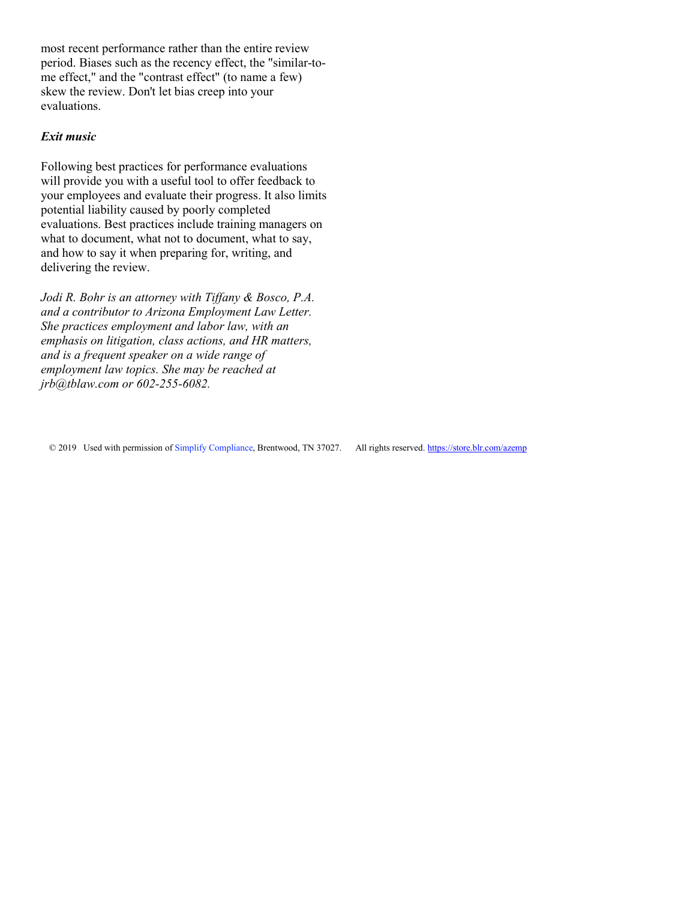most recent performance rather than the entire review period. Biases such as the recency effect, the "similar-to-me effect," and the "contrast effect" (to name a few) skew the review. Don't let bias creep into your evaluations.

***Exit music***

Following best practices for performance evaluations will provide you with a useful tool to offer feedback to your employees and evaluate their progress. It also limits potential liability caused by poorly completed evaluations. Best practices include training managers on what to document, what not to document, what to say, and how to say it when preparing for, writing, and delivering the review.

*Jodi R. Bohr is an attorney with Tiffany & Bosco, P.A. and a contributor to Arizona Employment Law Letter. She practices employment and labor law, with an emphasis on litigation, class actions, and HR matters, and is a frequent speaker on a wide range of employment law topics. She may be reached at jrb@tblaw.com or 602-255-6082.*

© 2019 Used with permission of Simplify Compliance, Brentwood, TN 37027. All rights reserved. https://store.blr.com/azemp